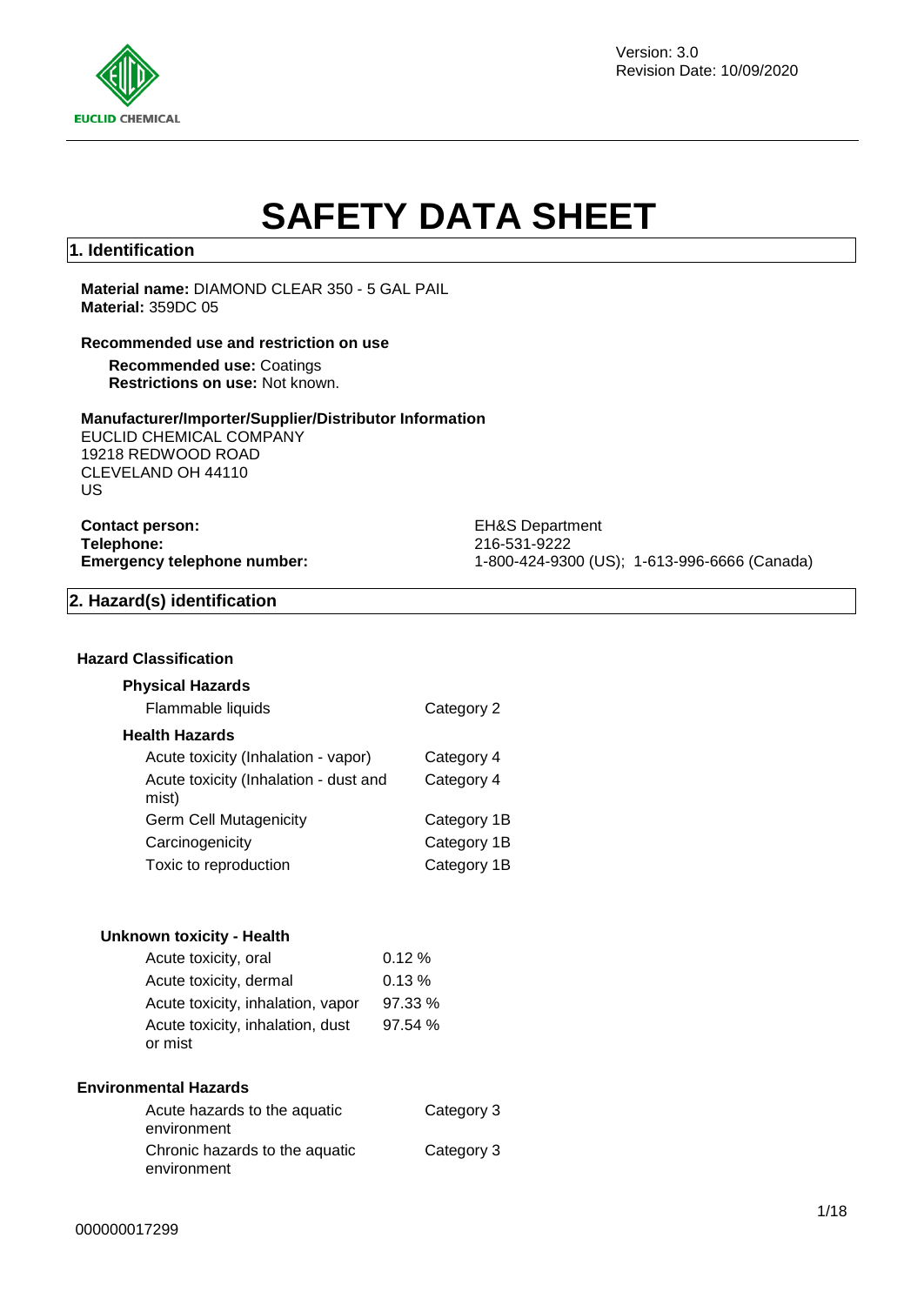Version: 3.0
Revision Date: 10/09/2020

# SAFETY DATA SHEET

## 1. Identification

**Material name:** DIAMOND CLEAR 350 - 5 GAL PAIL
**Material:** 359DC 05

**Recommended use and restriction on use**

**Recommended use:** Coatings
**Restrictions on use:** Not known.

**Manufacturer/Importer/Supplier/Distributor Information**
EUCLID CHEMICAL COMPANY
19218 REDWOOD ROAD
CLEVELAND OH 44110
US

**Contact person:** EH&S Department
**Telephone:** 216-531-9222
**Emergency telephone number:** 1-800-424-9300 (US); 1-613-996-6666 (Canada)

## 2. Hazard(s) identification

**Hazard Classification**

**Physical Hazards**

| | |
|---|---|
| Flammable liquids | Category 2 |

**Health Hazards**

| | |
|---|---|
| Acute toxicity (Inhalation - vapor) | Category 4 |
| Acute toxicity (Inhalation - dust and mist) | Category 4 |
| Germ Cell Mutagenicity | Category 1B |
| Carcinogenicity | Category 1B |
| Toxic to reproduction | Category 1B |

**Unknown toxicity - Health**

| | |
|---|---|
| Acute toxicity, oral | 0.12 % |
| Acute toxicity, dermal | 0.13 % |
| Acute toxicity, inhalation, vapor | 97.33 % |
| Acute toxicity, inhalation, dust or mist | 97.54 % |

**Environmental Hazards**

| | |
|---|---|
| Acute hazards to the aquatic environment | Category 3 |
| Chronic hazards to the aquatic environment | Category 3 |

000000017299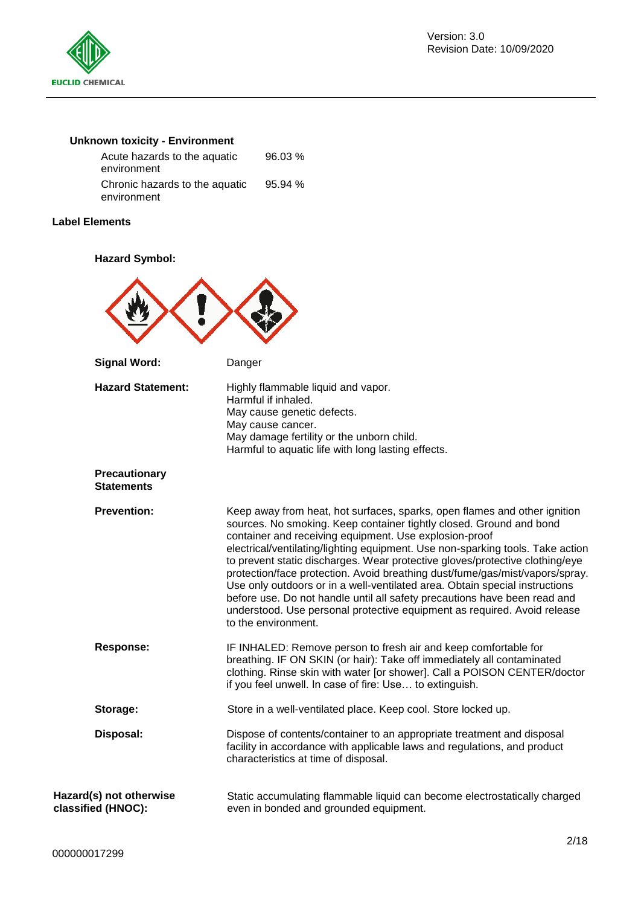**Unknown toxicity - Environment**

| | |
|---|---|
| Acute hazards to the aquatic environment | 96.03 % |
| Chronic hazards to the aquatic environment | 95.94 % |

**Label Elements**

**Hazard Symbol:**

**Signal Word:** Danger

**Hazard Statement:**
Highly flammable liquid and vapor.
Harmful if inhaled.
May cause genetic defects.
May cause cancer.
May damage fertility or the unborn child.
Harmful to aquatic life with long lasting effects.

**Precautionary Statements**

**Prevention:** Keep away from heat, hot surfaces, sparks, open flames and other ignition sources. No smoking. Keep container tightly closed. Ground and bond container and receiving equipment. Use explosion-proof electrical/ventilating/lighting equipment. Use non-sparking tools. Take action to prevent static discharges. Wear protective gloves/protective clothing/eye protection/face protection. Avoid breathing dust/fume/gas/mist/vapors/spray. Use only outdoors or in a well-ventilated area. Obtain special instructions before use. Do not handle until all safety precautions have been read and understood. Use personal protective equipment as required. Avoid release to the environment.

**Response:** IF INHALED: Remove person to fresh air and keep comfortable for breathing. IF ON SKIN (or hair): Take off immediately all contaminated clothing. Rinse skin with water [or shower]. Call a POISON CENTER/doctor if you feel unwell. In case of fire: Use… to extinguish.

**Storage:** Store in a well-ventilated place. Keep cool. Store locked up.

**Disposal:** Dispose of contents/container to an appropriate treatment and disposal facility in accordance with applicable laws and regulations, and product characteristics at time of disposal.

**Hazard(s) not otherwise classified (HNOC):** Static accumulating flammable liquid can become electrostatically charged even in bonded and grounded equipment.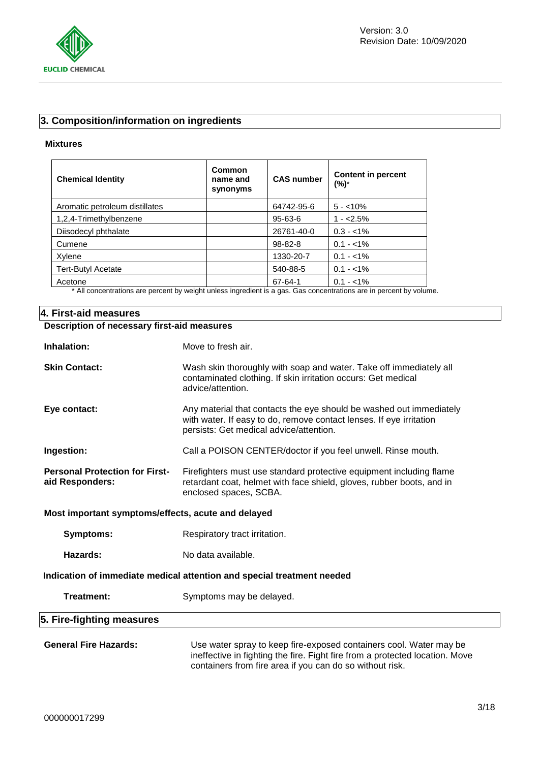## 3. Composition/information on ingredients

### Mixtures

| Chemical Identity | Common name and synonyms | CAS number | Content in percent (%)* |
|---|---|---|---|
| Aromatic petroleum distillates | | 64742-95-6 | 5 - <10% |
| 1,2,4-Trimethylbenzene | | 95-63-6 | 1 - <2.5% |
| Diisodecyl phthalate | | 26761-40-0 | 0.3 - <1% |
| Cumene | | 98-82-8 | 0.1 - <1% |
| Xylene | | 1330-20-7 | 0.1 - <1% |
| Tert-Butyl Acetate | | 540-88-5 | 0.1 - <1% |
| Acetone | | 67-64-1 | 0.1 - <1% |

* All concentrations are percent by weight unless ingredient is a gas. Gas concentrations are in percent by volume.

## 4. First-aid measures

### Description of necessary first-aid measures

**Inhalation:** Move to fresh air.

**Skin Contact:** Wash skin thoroughly with soap and water. Take off immediately all contaminated clothing. If skin irritation occurs: Get medical advice/attention.

**Eye contact:** Any material that contacts the eye should be washed out immediately with water. If easy to do, remove contact lenses. If eye irritation persists: Get medical advice/attention.

**Ingestion:** Call a POISON CENTER/doctor if you feel unwell. Rinse mouth.

**Personal Protection for First-aid Responders:** Firefighters must use standard protective equipment including flame retardant coat, helmet with face shield, gloves, rubber boots, and in enclosed spaces, SCBA.

### Most important symptoms/effects, acute and delayed

**Symptoms:** Respiratory tract irritation.

**Hazards:** No data available.

### Indication of immediate medical attention and special treatment needed

**Treatment:** Symptoms may be delayed.

## 5. Fire-fighting measures

**General Fire Hazards:** Use water spray to keep fire-exposed containers cool. Water may be ineffective in fighting the fire. Fight fire from a protected location. Move containers from fire area if you can do so without risk.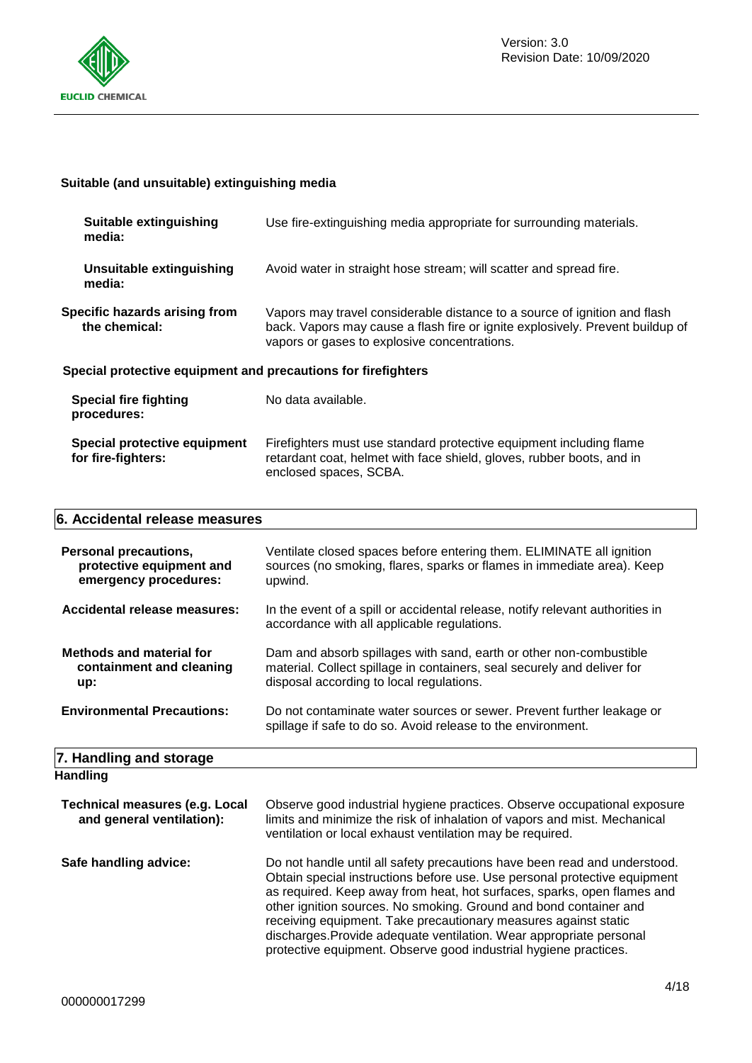**Suitable (and unsuitable) extinguishing media**

**Suitable extinguishing media:** Use fire-extinguishing media appropriate for surrounding materials.

**Unsuitable extinguishing media:** Avoid water in straight hose stream; will scatter and spread fire.

**Specific hazards arising from the chemical:** Vapors may travel considerable distance to a source of ignition and flash back. Vapors may cause a flash fire or ignite explosively. Prevent buildup of vapors or gases to explosive concentrations.

**Special protective equipment and precautions for firefighters**

**Special fire fighting procedures:** No data available.

**Special protective equipment for fire-fighters:** Firefighters must use standard protective equipment including flame retardant coat, helmet with face shield, gloves, rubber boots, and in enclosed spaces, SCBA.

## 6. Accidental release measures

**Personal precautions, protective equipment and emergency procedures:** Ventilate closed spaces before entering them. ELIMINATE all ignition sources (no smoking, flares, sparks or flames in immediate area). Keep upwind.

**Accidental release measures:** In the event of a spill or accidental release, notify relevant authorities in accordance with all applicable regulations.

**Methods and material for containment and cleaning up:** Dam and absorb spillages with sand, earth or other non-combustible material. Collect spillage in containers, seal securely and deliver for disposal according to local regulations.

**Environmental Precautions:** Do not contaminate water sources or sewer. Prevent further leakage or spillage if safe to do so. Avoid release to the environment.

## 7. Handling and storage

**Handling**

**Technical measures (e.g. Local and general ventilation):** Observe good industrial hygiene practices. Observe occupational exposure limits and minimize the risk of inhalation of vapors and mist. Mechanical ventilation or local exhaust ventilation may be required.

**Safe handling advice:** Do not handle until all safety precautions have been read and understood. Obtain special instructions before use. Use personal protective equipment as required. Keep away from heat, hot surfaces, sparks, open flames and other ignition sources. No smoking. Ground and bond container and receiving equipment. Take precautionary measures against static discharges.Provide adequate ventilation. Wear appropriate personal protective equipment. Observe good industrial hygiene practices.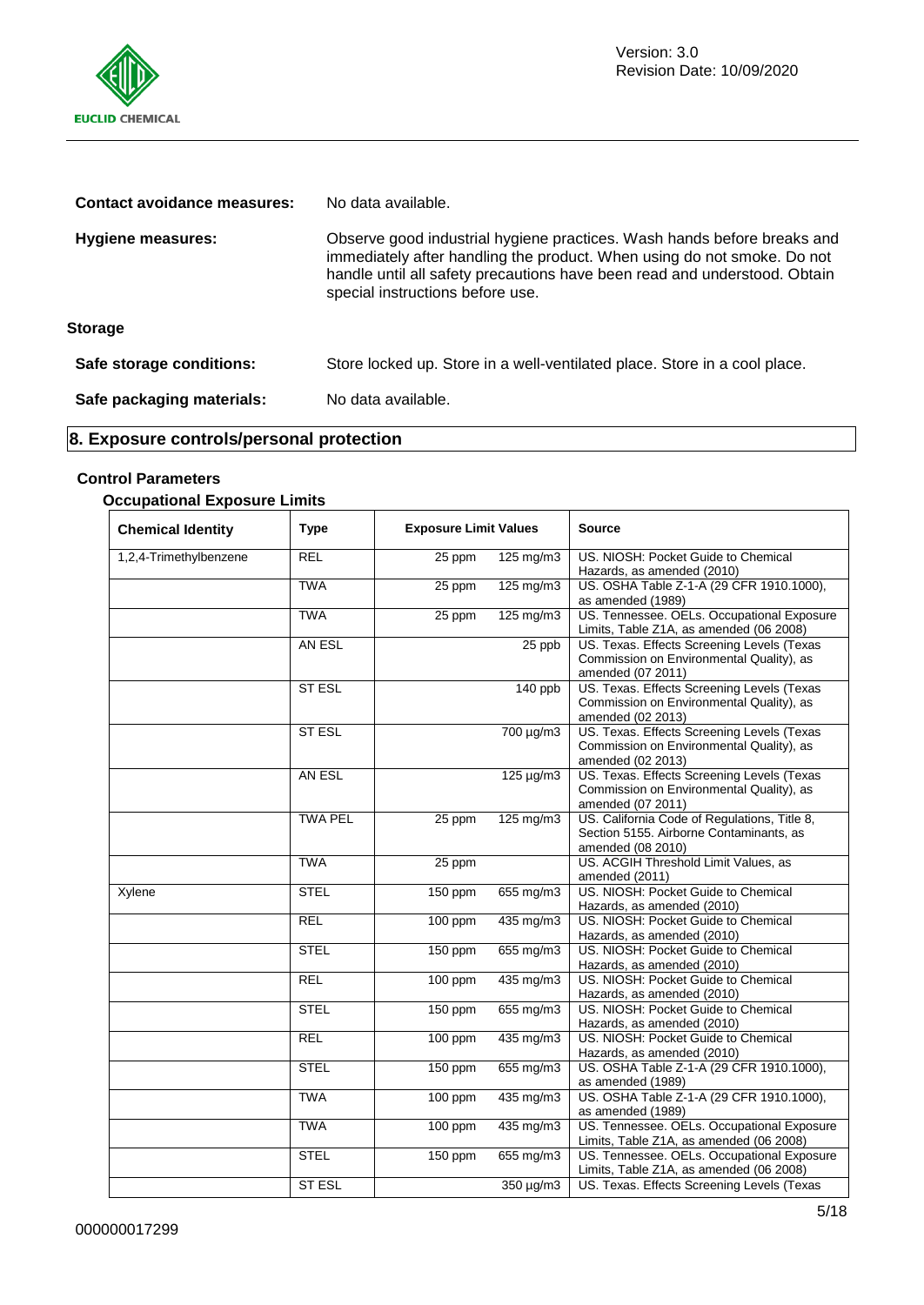**Contact avoidance measures:** No data available.

**Hygiene measures:** Observe good industrial hygiene practices. Wash hands before breaks and immediately after handling the product. When using do not smoke. Do not handle until all safety precautions have been read and understood. Obtain special instructions before use.

### Storage

**Safe storage conditions:** Store locked up. Store in a well-ventilated place. Store in a cool place.

**Safe packaging materials:** No data available.

## 8. Exposure controls/personal protection

### Control Parameters

#### Occupational Exposure Limits

| Chemical Identity | Type | Exposure Limit Values | | Source |
|---|---|---|---|---|
| 1,2,4-Trimethylbenzene | REL | 25 ppm | 125 mg/m3 | US. NIOSH: Pocket Guide to Chemical Hazards, as amended (2010) |
| | TWA | 25 ppm | 125 mg/m3 | US. OSHA Table Z-1-A (29 CFR 1910.1000), as amended (1989) |
| | TWA | 25 ppm | 125 mg/m3 | US. Tennessee. OELs. Occupational Exposure Limits, Table Z1A, as amended (06 2008) |
| | AN ESL | | 25 ppb | US. Texas. Effects Screening Levels (Texas Commission on Environmental Quality), as amended (07 2011) |
| | ST ESL | | 140 ppb | US. Texas. Effects Screening Levels (Texas Commission on Environmental Quality), as amended (02 2013) |
| | ST ESL | | 700 µg/m3 | US. Texas. Effects Screening Levels (Texas Commission on Environmental Quality), as amended (02 2013) |
| | AN ESL | | 125 µg/m3 | US. Texas. Effects Screening Levels (Texas Commission on Environmental Quality), as amended (07 2011) |
| | TWA PEL | 25 ppm | 125 mg/m3 | US. California Code of Regulations, Title 8, Section 5155. Airborne Contaminants, as amended (08 2010) |
| | TWA | 25 ppm | | US. ACGIH Threshold Limit Values, as amended (2011) |
| Xylene | STEL | 150 ppm | 655 mg/m3 | US. NIOSH: Pocket Guide to Chemical Hazards, as amended (2010) |
| | REL | 100 ppm | 435 mg/m3 | US. NIOSH: Pocket Guide to Chemical Hazards, as amended (2010) |
| | STEL | 150 ppm | 655 mg/m3 | US. NIOSH: Pocket Guide to Chemical Hazards, as amended (2010) |
| | REL | 100 ppm | 435 mg/m3 | US. NIOSH: Pocket Guide to Chemical Hazards, as amended (2010) |
| | STEL | 150 ppm | 655 mg/m3 | US. NIOSH: Pocket Guide to Chemical Hazards, as amended (2010) |
| | REL | 100 ppm | 435 mg/m3 | US. NIOSH: Pocket Guide to Chemical Hazards, as amended (2010) |
| | STEL | 150 ppm | 655 mg/m3 | US. OSHA Table Z-1-A (29 CFR 1910.1000), as amended (1989) |
| | TWA | 100 ppm | 435 mg/m3 | US. OSHA Table Z-1-A (29 CFR 1910.1000), as amended (1989) |
| | TWA | 100 ppm | 435 mg/m3 | US. Tennessee. OELs. Occupational Exposure Limits, Table Z1A, as amended (06 2008) |
| | STEL | 150 ppm | 655 mg/m3 | US. Tennessee. OELs. Occupational Exposure Limits, Table Z1A, as amended (06 2008) |
| | ST ESL | | 350 µg/m3 | US. Texas. Effects Screening Levels (Texas |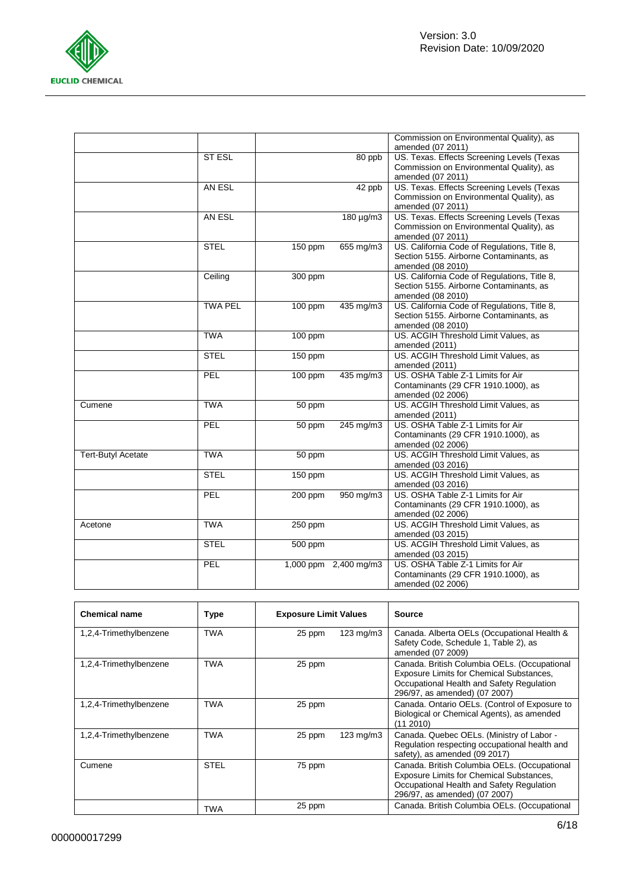| | | | | |
|---|---|---|---|---|
| | | | | Commission on Environmental Quality), as amended (07 2011) |
| | ST ESL | | 80 ppb | US. Texas. Effects Screening Levels (Texas Commission on Environmental Quality), as amended (07 2011) |
| | AN ESL | | 42 ppb | US. Texas. Effects Screening Levels (Texas Commission on Environmental Quality), as amended (07 2011) |
| | AN ESL | | 180 µg/m3 | US. Texas. Effects Screening Levels (Texas Commission on Environmental Quality), as amended (07 2011) |
| | STEL | 150 ppm | 655 mg/m3 | US. California Code of Regulations, Title 8, Section 5155. Airborne Contaminants, as amended (08 2010) |
| | Ceiling | 300 ppm | | US. California Code of Regulations, Title 8, Section 5155. Airborne Contaminants, as amended (08 2010) |
| | TWA PEL | 100 ppm | 435 mg/m3 | US. California Code of Regulations, Title 8, Section 5155. Airborne Contaminants, as amended (08 2010) |
| | TWA | 100 ppm | | US. ACGIH Threshold Limit Values, as amended (2011) |
| | STEL | 150 ppm | | US. ACGIH Threshold Limit Values, as amended (2011) |
| | PEL | 100 ppm | 435 mg/m3 | US. OSHA Table Z-1 Limits for Air Contaminants (29 CFR 1910.1000), as amended (02 2006) |
| Cumene | TWA | 50 ppm | | US. ACGIH Threshold Limit Values, as amended (2011) |
| | PEL | 50 ppm | 245 mg/m3 | US. OSHA Table Z-1 Limits for Air Contaminants (29 CFR 1910.1000), as amended (02 2006) |
| Tert-Butyl Acetate | TWA | 50 ppm | | US. ACGIH Threshold Limit Values, as amended (03 2016) |
| | STEL | 150 ppm | | US. ACGIH Threshold Limit Values, as amended (03 2016) |
| | PEL | 200 ppm | 950 mg/m3 | US. OSHA Table Z-1 Limits for Air Contaminants (29 CFR 1910.1000), as amended (02 2006) |
| Acetone | TWA | 250 ppm | | US. ACGIH Threshold Limit Values, as amended (03 2015) |
| | STEL | 500 ppm | | US. ACGIH Threshold Limit Values, as amended (03 2015) |
| | PEL | 1,000 ppm | 2,400 mg/m3 | US. OSHA Table Z-1 Limits for Air Contaminants (29 CFR 1910.1000), as amended (02 2006) |

| Chemical name | Type | Exposure Limit Values | | Source |
|---|---|---|---|---|
| 1,2,4-Trimethylbenzene | TWA | 25 ppm | 123 mg/m3 | Canada. Alberta OELs (Occupational Health & Safety Code, Schedule 1, Table 2), as amended (07 2009) |
| 1,2,4-Trimethylbenzene | TWA | 25 ppm | | Canada. British Columbia OELs. (Occupational Exposure Limits for Chemical Substances, Occupational Health and Safety Regulation 296/97, as amended) (07 2007) |
| 1,2,4-Trimethylbenzene | TWA | 25 ppm | | Canada. Ontario OELs. (Control of Exposure to Biological or Chemical Agents), as amended (11 2010) |
| 1,2,4-Trimethylbenzene | TWA | 25 ppm | 123 mg/m3 | Canada. Quebec OELs. (Ministry of Labor - Regulation respecting occupational health and safety), as amended (09 2017) |
| Cumene | STEL | 75 ppm | | Canada. British Columbia OELs. (Occupational Exposure Limits for Chemical Substances, Occupational Health and Safety Regulation 296/97, as amended) (07 2007) |
| | TWA | 25 ppm | | Canada. British Columbia OELs. (Occupational |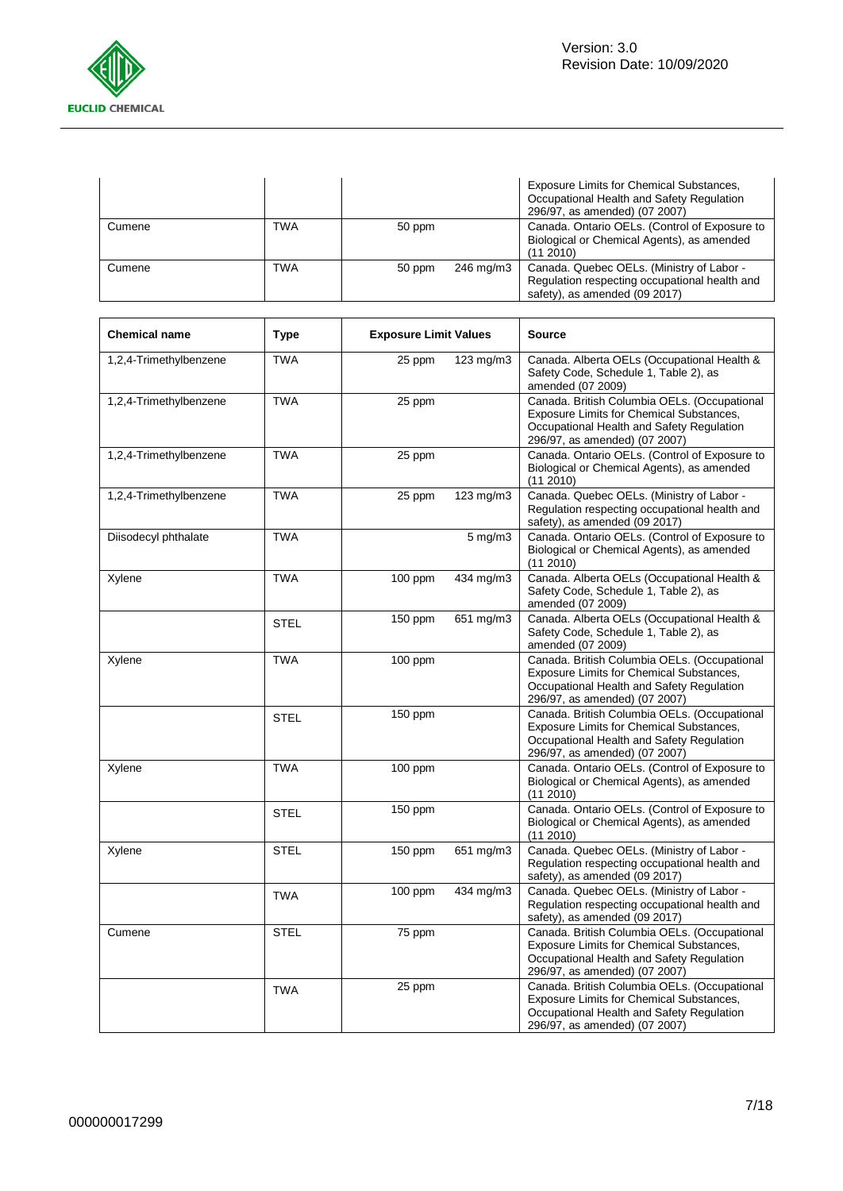| | | | | Exposure Limits for Chemical Substances, Occupational Health and Safety Regulation 296/97, as amended) (07 2007) |
|---|---|---|---|---|
| Cumene | TWA | 50 ppm | | Canada. Ontario OELs. (Control of Exposure to Biological or Chemical Agents), as amended (11 2010) |
| Cumene | TWA | 50 ppm | 246 mg/m3 | Canada. Quebec OELs. (Ministry of Labor - Regulation respecting occupational health and safety), as amended (09 2017) |

| Chemical name | Type | Exposure Limit Values | | Source |
|---|---|---|---|---|
| 1,2,4-Trimethylbenzene | TWA | 25 ppm | 123 mg/m3 | Canada. Alberta OELs (Occupational Health & Safety Code, Schedule 1, Table 2), as amended (07 2009) |
| 1,2,4-Trimethylbenzene | TWA | 25 ppm | | Canada. British Columbia OELs. (Occupational Exposure Limits for Chemical Substances, Occupational Health and Safety Regulation 296/97, as amended) (07 2007) |
| 1,2,4-Trimethylbenzene | TWA | 25 ppm | | Canada. Ontario OELs. (Control of Exposure to Biological or Chemical Agents), as amended (11 2010) |
| 1,2,4-Trimethylbenzene | TWA | 25 ppm | 123 mg/m3 | Canada. Quebec OELs. (Ministry of Labor - Regulation respecting occupational health and safety), as amended (09 2017) |
| Diisodecyl phthalate | TWA | | 5 mg/m3 | Canada. Ontario OELs. (Control of Exposure to Biological or Chemical Agents), as amended (11 2010) |
| Xylene | TWA | 100 ppm | 434 mg/m3 | Canada. Alberta OELs (Occupational Health & Safety Code, Schedule 1, Table 2), as amended (07 2009) |
| | STEL | 150 ppm | 651 mg/m3 | Canada. Alberta OELs (Occupational Health & Safety Code, Schedule 1, Table 2), as amended (07 2009) |
| Xylene | TWA | 100 ppm | | Canada. British Columbia OELs. (Occupational Exposure Limits for Chemical Substances, Occupational Health and Safety Regulation 296/97, as amended) (07 2007) |
| | STEL | 150 ppm | | Canada. British Columbia OELs. (Occupational Exposure Limits for Chemical Substances, Occupational Health and Safety Regulation 296/97, as amended) (07 2007) |
| Xylene | TWA | 100 ppm | | Canada. Ontario OELs. (Control of Exposure to Biological or Chemical Agents), as amended (11 2010) |
| | STEL | 150 ppm | | Canada. Ontario OELs. (Control of Exposure to Biological or Chemical Agents), as amended (11 2010) |
| Xylene | STEL | 150 ppm | 651 mg/m3 | Canada. Quebec OELs. (Ministry of Labor - Regulation respecting occupational health and safety), as amended (09 2017) |
| | TWA | 100 ppm | 434 mg/m3 | Canada. Quebec OELs. (Ministry of Labor - Regulation respecting occupational health and safety), as amended (09 2017) |
| Cumene | STEL | 75 ppm | | Canada. British Columbia OELs. (Occupational Exposure Limits for Chemical Substances, Occupational Health and Safety Regulation 296/97, as amended) (07 2007) |
| | TWA | 25 ppm | | Canada. British Columbia OELs. (Occupational Exposure Limits for Chemical Substances, Occupational Health and Safety Regulation 296/97, as amended) (07 2007) |

000000017299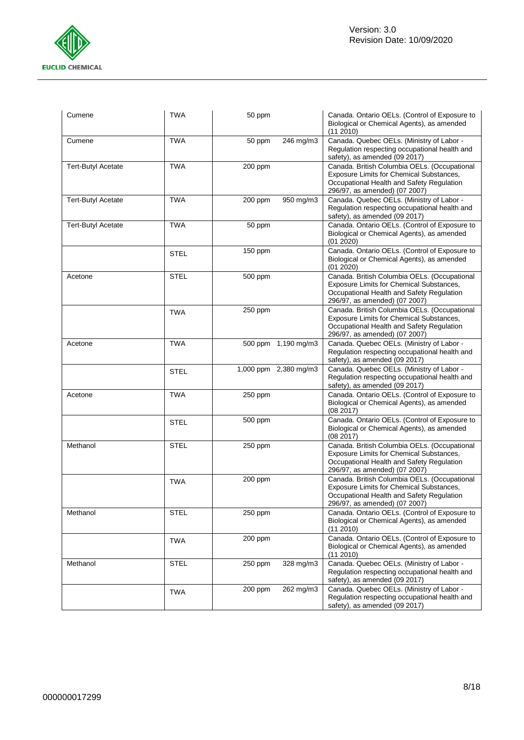| | | | | |
|---|---|---|---|---|
| Cumene | TWA | 50 ppm | | Canada. Ontario OELs. (Control of Exposure to Biological or Chemical Agents), as amended (11 2010) |
| Cumene | TWA | 50 ppm | 246 mg/m3 | Canada. Quebec OELs. (Ministry of Labor - Regulation respecting occupational health and safety), as amended (09 2017) |
| Tert-Butyl Acetate | TWA | 200 ppm | | Canada. British Columbia OELs. (Occupational Exposure Limits for Chemical Substances, Occupational Health and Safety Regulation 296/97, as amended) (07 2007) |
| Tert-Butyl Acetate | TWA | 200 ppm | 950 mg/m3 | Canada. Quebec OELs. (Ministry of Labor - Regulation respecting occupational health and safety), as amended (09 2017) |
| Tert-Butyl Acetate | TWA | 50 ppm | | Canada. Ontario OELs. (Control of Exposure to Biological or Chemical Agents), as amended (01 2020) |
| | STEL | 150 ppm | | Canada. Ontario OELs. (Control of Exposure to Biological or Chemical Agents), as amended (01 2020) |
| Acetone | STEL | 500 ppm | | Canada. British Columbia OELs. (Occupational Exposure Limits for Chemical Substances, Occupational Health and Safety Regulation 296/97, as amended) (07 2007) |
| | TWA | 250 ppm | | Canada. British Columbia OELs. (Occupational Exposure Limits for Chemical Substances, Occupational Health and Safety Regulation 296/97, as amended) (07 2007) |
| Acetone | TWA | 500 ppm | 1,190 mg/m3 | Canada. Quebec OELs. (Ministry of Labor - Regulation respecting occupational health and safety), as amended (09 2017) |
| | STEL | 1,000 ppm | 2,380 mg/m3 | Canada. Quebec OELs. (Ministry of Labor - Regulation respecting occupational health and safety), as amended (09 2017) |
| Acetone | TWA | 250 ppm | | Canada. Ontario OELs. (Control of Exposure to Biological or Chemical Agents), as amended (08 2017) |
| | STEL | 500 ppm | | Canada. Ontario OELs. (Control of Exposure to Biological or Chemical Agents), as amended (08 2017) |
| Methanol | STEL | 250 ppm | | Canada. British Columbia OELs. (Occupational Exposure Limits for Chemical Substances, Occupational Health and Safety Regulation 296/97, as amended) (07 2007) |
| | TWA | 200 ppm | | Canada. British Columbia OELs. (Occupational Exposure Limits for Chemical Substances, Occupational Health and Safety Regulation 296/97, as amended) (07 2007) |
| Methanol | STEL | 250 ppm | | Canada. Ontario OELs. (Control of Exposure to Biological or Chemical Agents), as amended (11 2010) |
| | TWA | 200 ppm | | Canada. Ontario OELs. (Control of Exposure to Biological or Chemical Agents), as amended (11 2010) |
| Methanol | STEL | 250 ppm | 328 mg/m3 | Canada. Quebec OELs. (Ministry of Labor - Regulation respecting occupational health and safety), as amended (09 2017) |
| | TWA | 200 ppm | 262 mg/m3 | Canada. Quebec OELs. (Ministry of Labor - Regulation respecting occupational health and safety), as amended (09 2017) |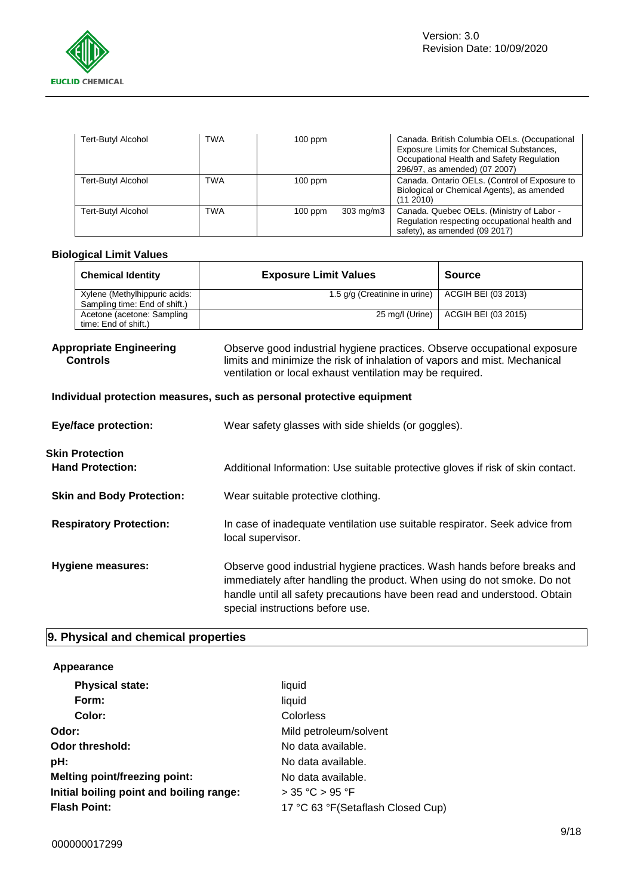| Tert-Butyl Alcohol | TWA | 100 ppm | | Canada. British Columbia OELs. (Occupational Exposure Limits for Chemical Substances, Occupational Health and Safety Regulation 296/97, as amended) (07 2007) |
|---|---|---|---|---|
| Tert-Butyl Alcohol | TWA | 100 ppm | | Canada. Ontario OELs. (Control of Exposure to Biological or Chemical Agents), as amended (11 2010) |
| Tert-Butyl Alcohol | TWA | 100 ppm | 303 mg/m3 | Canada. Quebec OELs. (Ministry of Labor - Regulation respecting occupational health and safety), as amended (09 2017) |

**Biological Limit Values**

| Chemical Identity | Exposure Limit Values | Source |
|---|---|---|
| Xylene (Methylhippuric acids: Sampling time: End of shift.) | 1.5 g/g (Creatinine in urine) | ACGIH BEI (03 2013) |
| Acetone (acetone: Sampling time: End of shift.) | 25 mg/l (Urine) | ACGIH BEI (03 2015) |

**Appropriate Engineering Controls**
Observe good industrial hygiene practices. Observe occupational exposure limits and minimize the risk of inhalation of vapors and mist. Mechanical ventilation or local exhaust ventilation may be required.

**Individual protection measures, such as personal protective equipment**

**Eye/face protection:** Wear safety glasses with side shields (or goggles).

**Skin Protection**

**Hand Protection:** Additional Information: Use suitable protective gloves if risk of skin contact.

**Skin and Body Protection:** Wear suitable protective clothing.

**Respiratory Protection:** In case of inadequate ventilation use suitable respirator. Seek advice from local supervisor.

**Hygiene measures:** Observe good industrial hygiene practices. Wash hands before breaks and immediately after handling the product. When using do not smoke. Do not handle until all safety precautions have been read and understood. Obtain special instructions before use.

## 9. Physical and chemical properties

**Appearance**

**Physical state:** liquid
**Form:** liquid
**Color:** Colorless
**Odor:** Mild petroleum/solvent
**Odor threshold:** No data available.
**pH:** No data available.
**Melting point/freezing point:** No data available.
**Initial boiling point and boiling range:** > 35 °C > 95 °F
**Flash Point:** 17 °C 63 °F(Setaflash Closed Cup)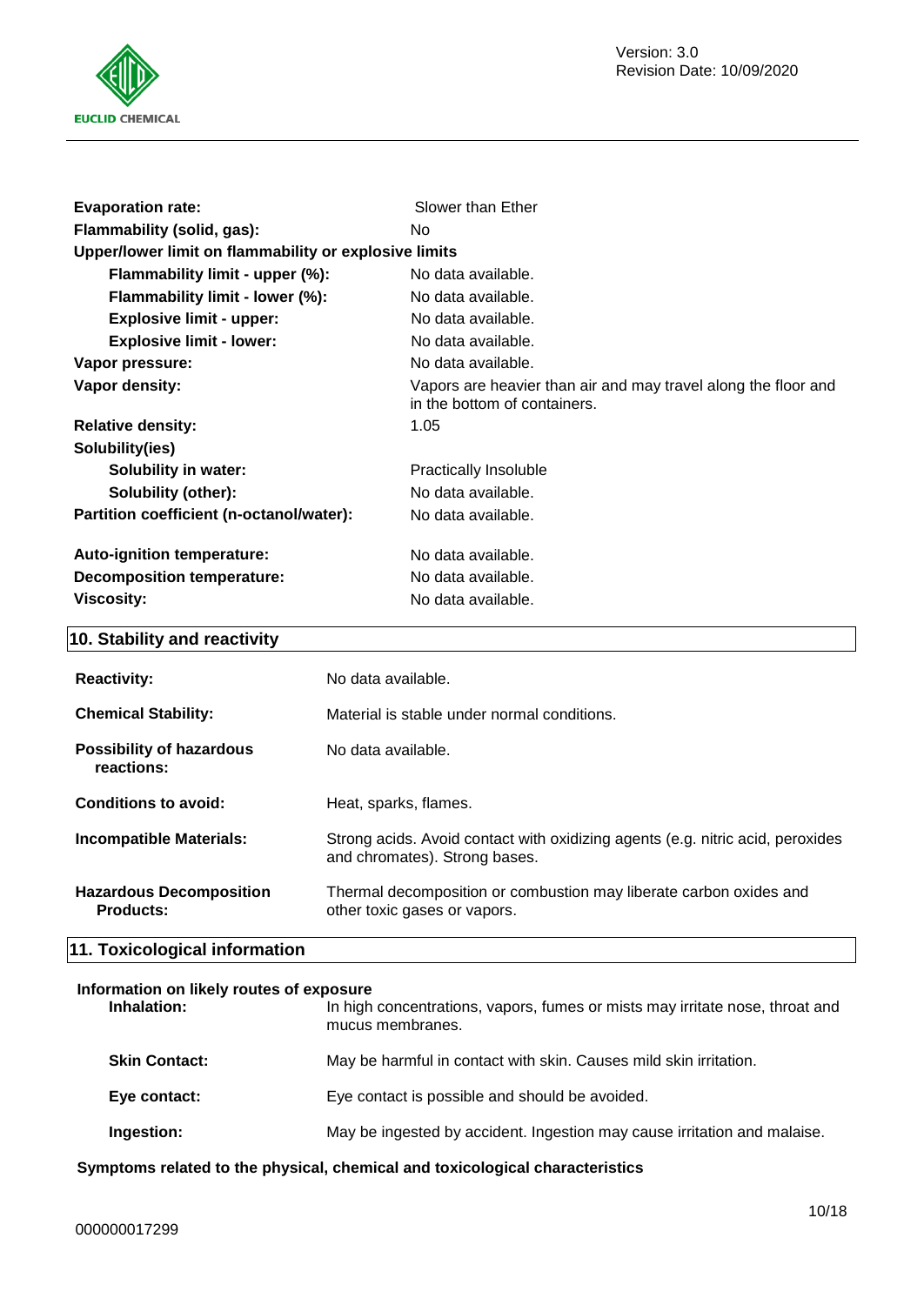| | |
|---|---|
| **Evaporation rate:** | Slower than Ether |
| **Flammability (solid, gas):** | No |
| **Upper/lower limit on flammability or explosive limits** | |
| **Flammability limit - upper (%):** | No data available. |
| **Flammability limit - lower (%):** | No data available. |
| **Explosive limit - upper:** | No data available. |
| **Explosive limit - lower:** | No data available. |
| **Vapor pressure:** | No data available. |
| **Vapor density:** | Vapors are heavier than air and may travel along the floor and in the bottom of containers. |
| **Relative density:** | 1.05 |
| **Solubility(ies)** | |
| **Solubility in water:** | Practically Insoluble |
| **Solubility (other):** | No data available. |
| **Partition coefficient (n-octanol/water):** | No data available. |
| **Auto-ignition temperature:** | No data available. |
| **Decomposition temperature:** | No data available. |
| **Viscosity:** | No data available. |

## 10. Stability and reactivity

| | |
|---|---|
| **Reactivity:** | No data available. |
| **Chemical Stability:** | Material is stable under normal conditions. |
| **Possibility of hazardous reactions:** | No data available. |
| **Conditions to avoid:** | Heat, sparks, flames. |
| **Incompatible Materials:** | Strong acids. Avoid contact with oxidizing agents (e.g. nitric acid, peroxides and chromates). Strong bases. |
| **Hazardous Decomposition Products:** | Thermal decomposition or combustion may liberate carbon oxides and other toxic gases or vapors. |

## 11. Toxicological information

**Information on likely routes of exposure**

| | |
|---|---|
| **Inhalation:** | In high concentrations, vapors, fumes or mists may irritate nose, throat and mucus membranes. |
| **Skin Contact:** | May be harmful in contact with skin. Causes mild skin irritation. |
| **Eye contact:** | Eye contact is possible and should be avoided. |
| **Ingestion:** | May be ingested by accident. Ingestion may cause irritation and malaise. |

**Symptoms related to the physical, chemical and toxicological characteristics**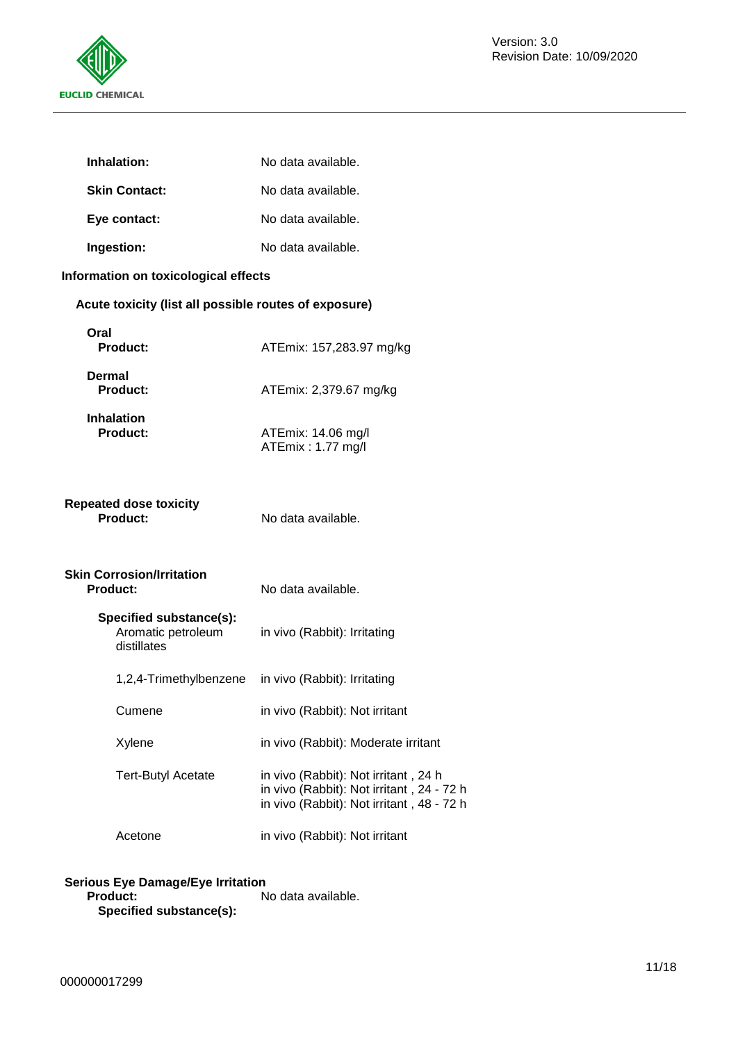**Inhalation:** No data available.

**Skin Contact:** No data available.

**Eye contact:** No data available.

**Ingestion:** No data available.

### Information on toxicological effects

#### Acute toxicity (list all possible routes of exposure)

**Oral**
**Product:** ATEmix: 157,283.97 mg/kg

**Dermal**
**Product:** ATEmix: 2,379.67 mg/kg

**Inhalation**
**Product:** ATEmix: 14.06 mg/l
ATEmix : 1.77 mg/l

#### Repeated dose toxicity
**Product:** No data available.

#### Skin Corrosion/Irritation
**Product:** No data available.

**Specified substance(s):**

| Substance | Result |
|---|---|
| Aromatic petroleum distillates | in vivo (Rabbit): Irritating |
| 1,2,4-Trimethylbenzene | in vivo (Rabbit): Irritating |
| Cumene | in vivo (Rabbit): Not irritant |
| Xylene | in vivo (Rabbit): Moderate irritant |
| Tert-Butyl Acetate | in vivo (Rabbit): Not irritant , 24 h<br>in vivo (Rabbit): Not irritant , 24 - 72 h<br>in vivo (Rabbit): Not irritant , 48 - 72 h |
| Acetone | in vivo (Rabbit): Not irritant |

#### Serious Eye Damage/Eye Irritation
**Product:** No data available.
**Specified substance(s):**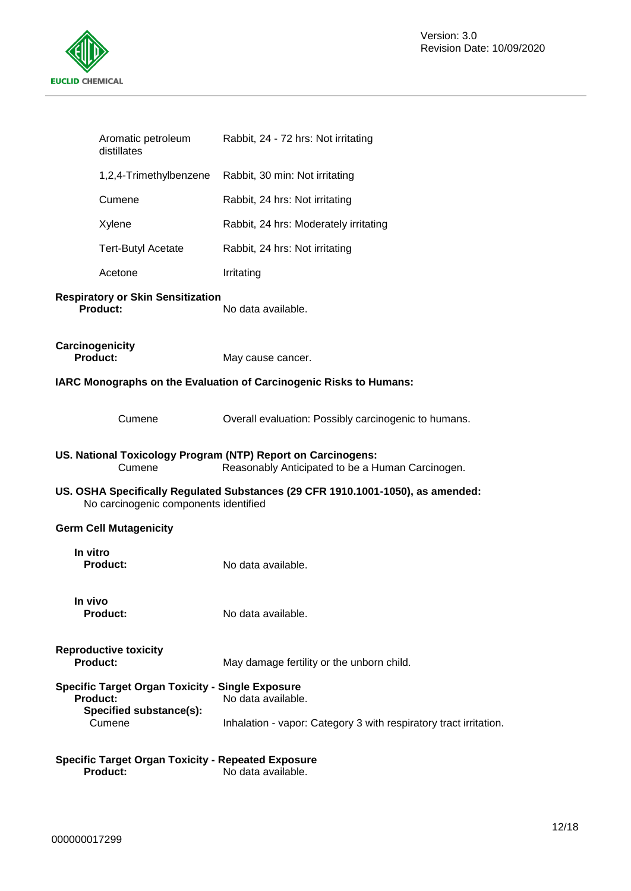| | |
|---|---|
| Aromatic petroleum distillates | Rabbit, 24 - 72 hrs: Not irritating |
| 1,2,4-Trimethylbenzene | Rabbit, 30 min: Not irritating |
| Cumene | Rabbit, 24 hrs: Not irritating |
| Xylene | Rabbit, 24 hrs: Moderately irritating |
| Tert-Butyl Acetate | Rabbit, 24 hrs: Not irritating |
| Acetone | Irritating |

**Respiratory or Skin Sensitization**

**Product:** No data available.

**Carcinogenicity**

**Product:** May cause cancer.

**IARC Monographs on the Evaluation of Carcinogenic Risks to Humans:**

| | |
|---|---|
| Cumene | Overall evaluation: Possibly carcinogenic to humans. |

**US. National Toxicology Program (NTP) Report on Carcinogens:**

| | |
|---|---|
| Cumene | Reasonably Anticipated to be a Human Carcinogen. |

**US. OSHA Specifically Regulated Substances (29 CFR 1910.1001-1050), as amended:**

No carcinogenic components identified

**Germ Cell Mutagenicity**

**In vitro**

**Product:** No data available.

**In vivo**

**Product:** No data available.

**Reproductive toxicity**

**Product:** May damage fertility or the unborn child.

**Specific Target Organ Toxicity - Single Exposure**

**Product:** No data available.

**Specified substance(s):**

| | |
|---|---|
| Cumene | Inhalation - vapor: Category 3 with respiratory tract irritation. |

**Specific Target Organ Toxicity - Repeated Exposure**

**Product:** No data available.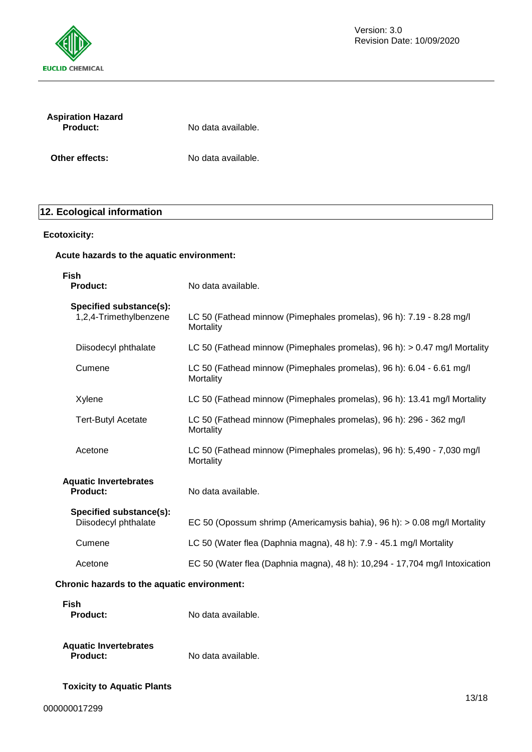**Aspiration Hazard**

**Product:** No data available.

**Other effects:** No data available.

## 12. Ecological information

**Ecotoxicity:**

**Acute hazards to the aquatic environment:**

**Fish**

| | |
|---|---|
| **Product:** | No data available. |
| **Specified substance(s):** | |
| 1,2,4-Trimethylbenzene | LC 50 (Fathead minnow (Pimephales promelas), 96 h): 7.19 - 8.28 mg/l Mortality |
| Diisodecyl phthalate | LC 50 (Fathead minnow (Pimephales promelas), 96 h): > 0.47 mg/l Mortality |
| Cumene | LC 50 (Fathead minnow (Pimephales promelas), 96 h): 6.04 - 6.61 mg/l Mortality |
| Xylene | LC 50 (Fathead minnow (Pimephales promelas), 96 h): 13.41 mg/l Mortality |
| Tert-Butyl Acetate | LC 50 (Fathead minnow (Pimephales promelas), 96 h): 296 - 362 mg/l Mortality |
| Acetone | LC 50 (Fathead minnow (Pimephales promelas), 96 h): 5,490 - 7,030 mg/l Mortality |

**Aquatic Invertebrates**

| | |
|---|---|
| **Product:** | No data available. |
| **Specified substance(s):** | |
| Diisodecyl phthalate | EC 50 (Opossum shrimp (Americamysis bahia), 96 h): > 0.08 mg/l Mortality |
| Cumene | LC 50 (Water flea (Daphnia magna), 48 h): 7.9 - 45.1 mg/l Mortality |
| Acetone | EC 50 (Water flea (Daphnia magna), 48 h): 10,294 - 17,704 mg/l Intoxication |

**Chronic hazards to the aquatic environment:**

**Fish**

**Product:** No data available.

**Aquatic Invertebrates**

**Product:** No data available.

**Toxicity to Aquatic Plants**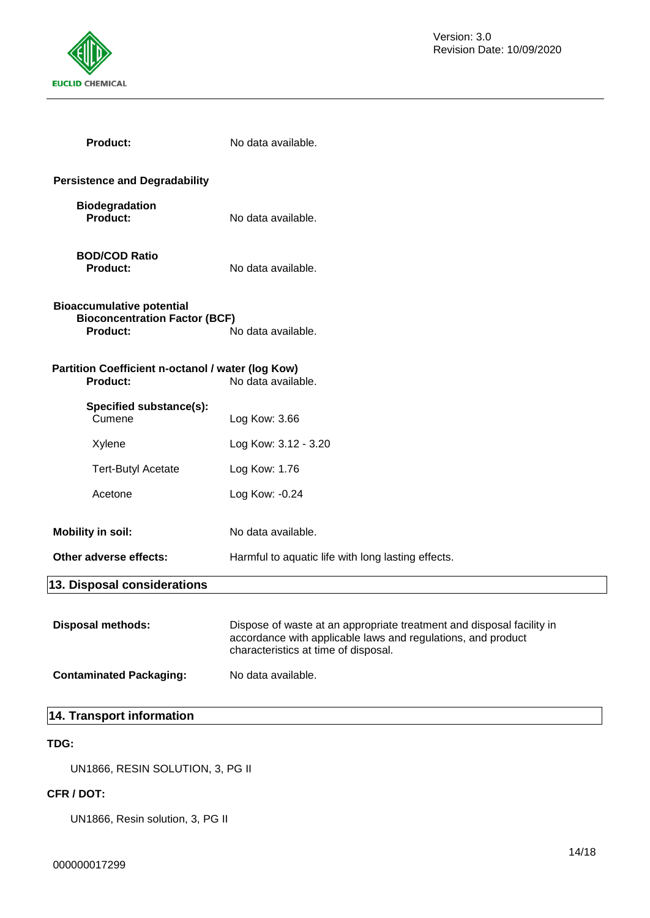**Product:** No data available.

**Persistence and Degradability**

**Biodegradation**
**Product:** No data available.

**BOD/COD Ratio**
**Product:** No data available.

**Bioaccumulative potential**
**Bioconcentration Factor (BCF)**
**Product:** No data available.

**Partition Coefficient n-octanol / water (log Kow)**
**Product:** No data available.

**Specified substance(s):**

| Substance | Value |
|---|---|
| Cumene | Log Kow: 3.66 |
| Xylene | Log Kow: 3.12 - 3.20 |
| Tert-Butyl Acetate | Log Kow: 1.76 |
| Acetone | Log Kow: -0.24 |

**Mobility in soil:** No data available.

**Other adverse effects:** Harmful to aquatic life with long lasting effects.

## 13. Disposal considerations

**Disposal methods:** Dispose of waste at an appropriate treatment and disposal facility in accordance with applicable laws and regulations, and product characteristics at time of disposal.

**Contaminated Packaging:** No data available.

## 14. Transport information

**TDG:**

UN1866, RESIN SOLUTION, 3, PG II

**CFR / DOT:**

UN1866, Resin solution, 3, PG II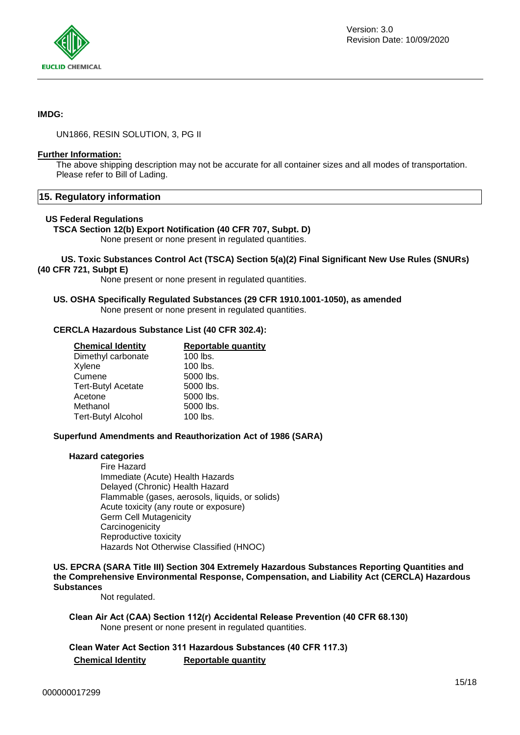**IMDG:**

UN1866, RESIN SOLUTION, 3, PG II

**Further Information:**

The above shipping description may not be accurate for all container sizes and all modes of transportation. Please refer to Bill of Lading.

## 15. Regulatory information

**US Federal Regulations**

**TSCA Section 12(b) Export Notification (40 CFR 707, Subpt. D)**

None present or none present in regulated quantities.

**US. Toxic Substances Control Act (TSCA) Section 5(a)(2) Final Significant New Use Rules (SNURs) (40 CFR 721, Subpt E)**

None present or none present in regulated quantities.

**US. OSHA Specifically Regulated Substances (29 CFR 1910.1001-1050), as amended**

None present or none present in regulated quantities.

**CERCLA Hazardous Substance List (40 CFR 302.4):**

| Chemical Identity | Reportable quantity |
| --- | --- |
| Dimethyl carbonate | 100 lbs. |
| Xylene | 100 lbs. |
| Cumene | 5000 lbs. |
| Tert-Butyl Acetate | 5000 lbs. |
| Acetone | 5000 lbs. |
| Methanol | 5000 lbs. |
| Tert-Butyl Alcohol | 100 lbs. |

**Superfund Amendments and Reauthorization Act of 1986 (SARA)**

**Hazard categories**

Fire Hazard
Immediate (Acute) Health Hazards
Delayed (Chronic) Health Hazard
Flammable (gases, aerosols, liquids, or solids)
Acute toxicity (any route or exposure)
Germ Cell Mutagenicity
Carcinogenicity
Reproductive toxicity
Hazards Not Otherwise Classified (HNOC)

**US. EPCRA (SARA Title III) Section 304 Extremely Hazardous Substances Reporting Quantities and the Comprehensive Environmental Response, Compensation, and Liability Act (CERCLA) Hazardous Substances**

Not regulated.

**Clean Air Act (CAA) Section 112(r) Accidental Release Prevention (40 CFR 68.130)**

None present or none present in regulated quantities.

**Clean Water Act Section 311 Hazardous Substances (40 CFR 117.3)**

| Chemical Identity | Reportable quantity |
| --- | --- |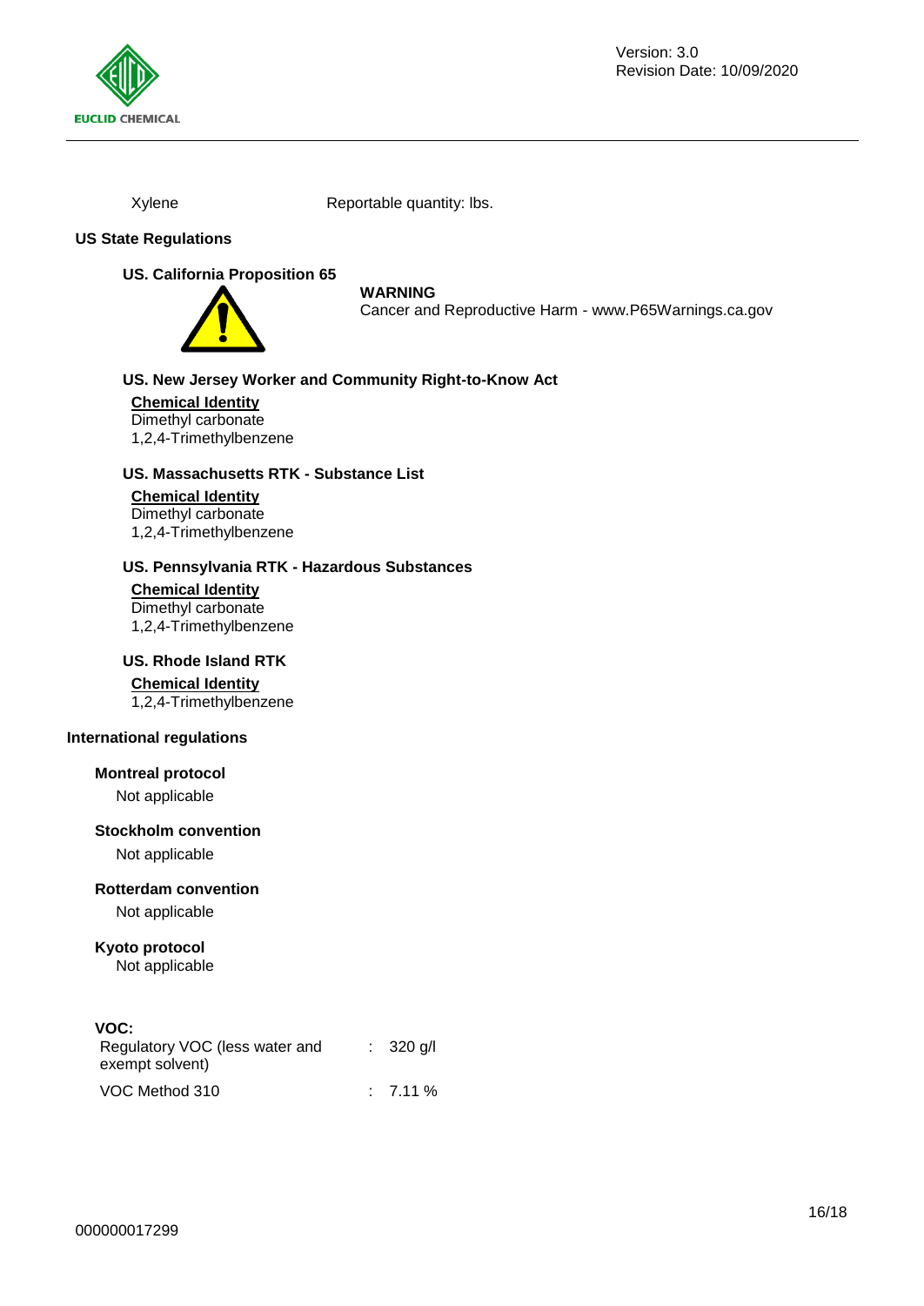| | |
|---|---|
| Xylene | Reportable quantity: lbs. |

**US State Regulations**

**US. California Proposition 65**

**WARNING**
Cancer and Reproductive Harm - www.P65Warnings.ca.gov

**US. New Jersey Worker and Community Right-to-Know Act**

**Chemical Identity**
Dimethyl carbonate
1,2,4-Trimethylbenzene

**US. Massachusetts RTK - Substance List**

**Chemical Identity**
Dimethyl carbonate
1,2,4-Trimethylbenzene

**US. Pennsylvania RTK - Hazardous Substances**

**Chemical Identity**
Dimethyl carbonate
1,2,4-Trimethylbenzene

**US. Rhode Island RTK**

**Chemical Identity**
1,2,4-Trimethylbenzene

**International regulations**

**Montreal protocol**
Not applicable

**Stockholm convention**
Not applicable

**Rotterdam convention**
Not applicable

**Kyoto protocol**
Not applicable

**VOC:**

| | | |
|---|---|---|
| Regulatory VOC (less water and exempt solvent) | : | 320 g/l |
| VOC Method 310 | : | 7.11 % |

000000017299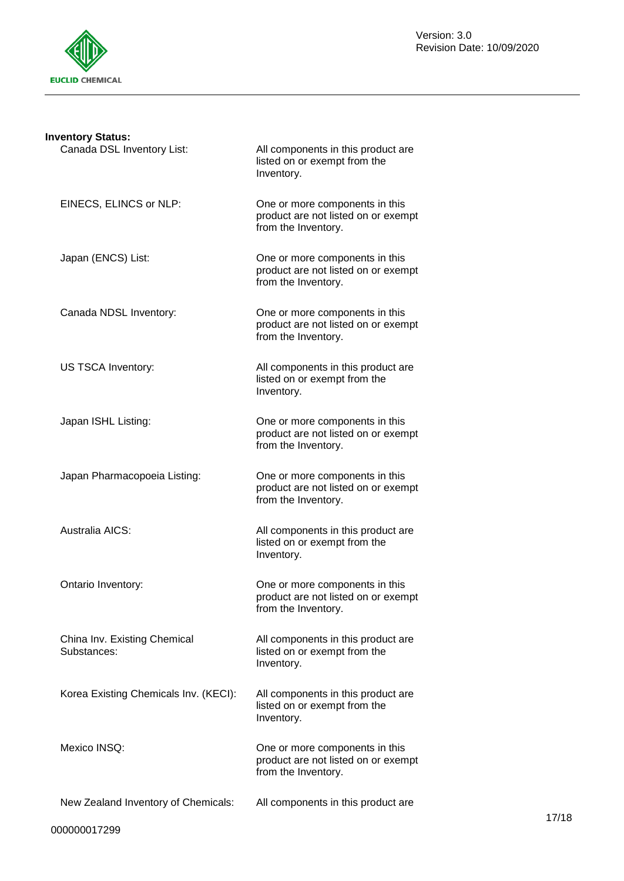**Inventory Status:**

| | |
|---|---|
| Canada DSL Inventory List: | All components in this product are listed on or exempt from the Inventory. |
| EINECS, ELINCS or NLP: | One or more components in this product are not listed on or exempt from the Inventory. |
| Japan (ENCS) List: | One or more components in this product are not listed on or exempt from the Inventory. |
| Canada NDSL Inventory: | One or more components in this product are not listed on or exempt from the Inventory. |
| US TSCA Inventory: | All components in this product are listed on or exempt from the Inventory. |
| Japan ISHL Listing: | One or more components in this product are not listed on or exempt from the Inventory. |
| Japan Pharmacopoeia Listing: | One or more components in this product are not listed on or exempt from the Inventory. |
| Australia AICS: | All components in this product are listed on or exempt from the Inventory. |
| Ontario Inventory: | One or more components in this product are not listed on or exempt from the Inventory. |
| China Inv. Existing Chemical Substances: | All components in this product are listed on or exempt from the Inventory. |
| Korea Existing Chemicals Inv. (KECI): | All components in this product are listed on or exempt from the Inventory. |
| Mexico INSQ: | One or more components in this product are not listed on or exempt from the Inventory. |
| New Zealand Inventory of Chemicals: | All components in this product are |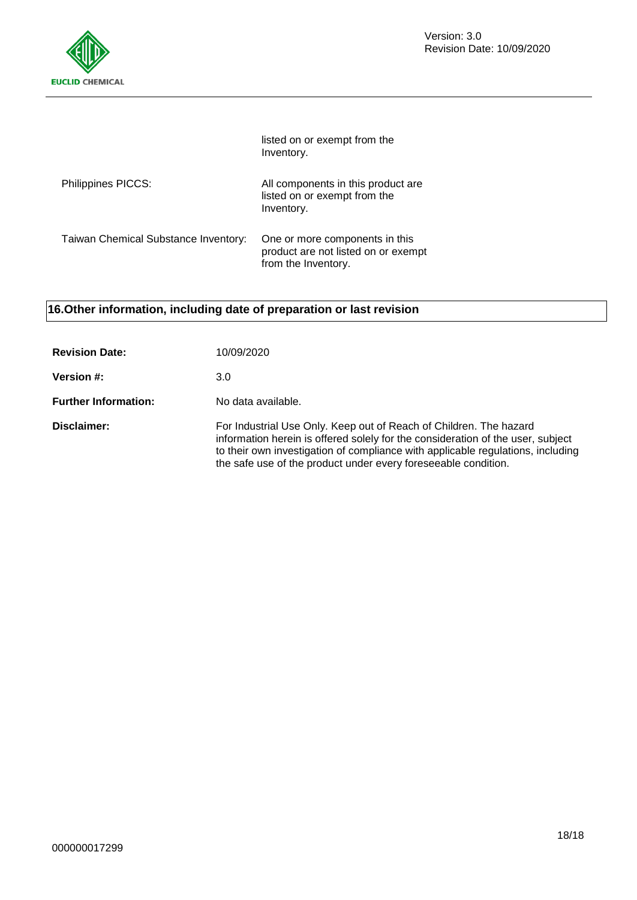| | |
|---|---|
| | listed on or exempt from the Inventory. |
| Philippines PICCS: | All components in this product are listed on or exempt from the Inventory. |
| Taiwan Chemical Substance Inventory: | One or more components in this product are not listed on or exempt from the Inventory. |

## 16.Other information, including date of preparation or last revision

| | |
|---|---|
| **Revision Date:** | 10/09/2020 |
| **Version #:** | 3.0 |
| **Further Information:** | No data available. |
| **Disclaimer:** | For Industrial Use Only. Keep out of Reach of Children. The hazard information herein is offered solely for the consideration of the user, subject to their own investigation of compliance with applicable regulations, including the safe use of the product under every foreseeable condition. |